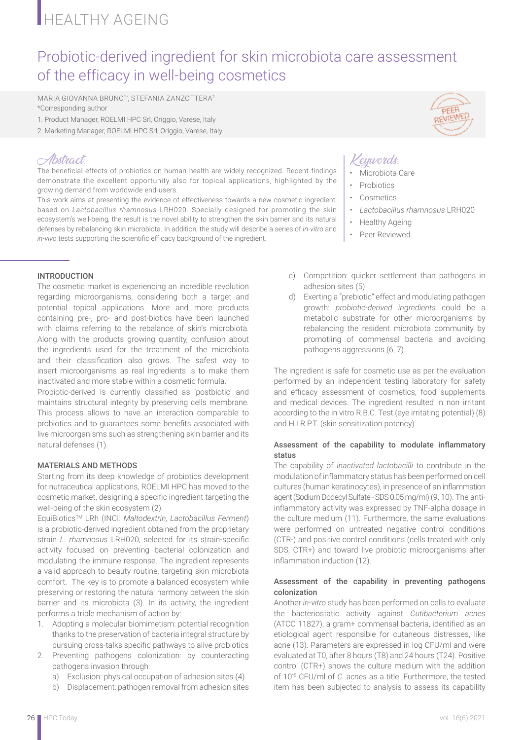# Probiotic-derived ingredient for skin microbiota care assessment of the efficacy in well-being cosmetics

MARIA GIOVANNA BRUNO[1*], STEFANIA ZANZOTTERA[2]

*Corresponding author

1. Product Manager, ROELMI HPC Srl, Origgio, Varese, Italy
2. Marketing Manager, ROELMI HPC Srl, Origgio, Varese, Italy

## Abstract

The beneficial effects of probiotics on human health are widely recognized. Recent findings demonstrate the excellent opportunity also for topical applications, highlighted by the growing demand from worldwide end-users.

This work aims at presenting the evidence of effectiveness towards a new cosmetic ingredient, based on *Lactobacillus rhamnosus* LRH020. Specially designed for promoting the skin ecosystem's well-being, the result is the novel ability to strengthen the skin barrier and its natural defenses by rebalancing skin microbiota. In addition, the study will describe a series of *in-vitro* and *in-vivo* tests supporting the scientific efficacy background of the ingredient.

## Keywords

- Microbiota Care
- Probiotics
- Cosmetics
- *Lactobacillus rhamnosus* LRH020
- Healthy Ageing
- Peer Reviewed

## INTRODUCTION

The cosmetic market is experiencing an incredible revolution regarding microorganisms, considering both a target and potential topical applications. More and more products containing pre-, pro- and post-biotics have been launched with claims referring to the rebalance of skin's microbiota. Along with the products growing quantity, confusion about the ingredients used for the treatment of the microbiota and their classification also grows. The safest way to insert microorganisms as real ingredients is to make them inactivated and more stable within a cosmetic formula.

Probiotic-derived is currently classified as 'postbiotic' and maintains structural integrity by preserving cells membrane. This process allows to have an interaction comparable to probiotics and to guarantees some benefits associated with live microorganisms such as strengthening skin barrier and its natural defenses (1).

## MATERIALS AND METHODS

Starting from its deep knowledge of probiotics development for nutraceutical applications, ROELMI HPC has moved to the cosmetic market, designing a specific ingredient targeting the well-being of the skin ecosystem (2).

EquiBiotics™ LRh (INCI: *Maltodextrin, Lactobacillus Ferment*) is a probiotic-derived ingredient obtained from the proprietary strain *L. rhamnosus* LRH020, selected for its strain-specific activity focused on preventing bacterial colonization and modulating the immune response. The ingredient represents a valid approach to beauty routine, targeting skin microbiota comfort. The key is to promote a balanced ecosystem while preserving or restoring the natural harmony between the skin barrier and its microbiota (3). In its activity, the ingredient performs a triple mechanism of action by:

1. Adopting a molecular biomimetism: potential recognition thanks to the preservation of bacteria integral structure by pursuing cross-talks specific pathways to alive probiotics
2. Preventing pathogens colonization: by counteracting pathogens invasion through:
   a) Exclusion: physical occupation of adhesion sites (4)
   b) Displacement: pathogen removal from adhesion sites
   c) Competition: quicker settlement than pathogens in adhesion sites (5)
   d) Exerting a "prebiotic" effect and modulating pathogen growth: *probiotic-derived ingredients* could be a metabolic substrate for other microorganisms by rebalancing the resident microbiota community by promotiing of commensal bacteria and avoiding pathogens aggressions (6, 7).

The ingredient is safe for cosmetic use as per the evaluation performed by an independent testing laboratory for safety and efficacy assessment of cosmetics, food supplements and medical devices. The ingredient resulted in non irritant according to the in vitro R.B.C. Test (eye irritating potential) (8) and H.I.R.P.T. (skin sensitization potency).

### Assessment of the capability to modulate inflammatory status

The capability of *inactivated lactobacilli* to contribute in the modulation of inflammatory status has been performed on cell cultures (human keratinocytes), in presence of an inflammation agent (Sodium Dodecyl Sulfate - SDS 0.05 mg/ml) (9, 10). The anti-inflammatory activity was expressed by TNF-alpha dosage in the culture medium (11). Furthermore, the same evaluations were performed on untreated negative control conditions (CTR-) and positive control conditions (cells treated with only SDS, CTR+) and toward live probiotic microorganisms after inflammation induction (12).

### Assessment of the capability in preventing pathogens colonization

Another *in-vitro* study has been performed on cells to evaluate the bacteriostatic activity against *Cutibacterium acnes* (ATCC 11827), a gram+ commensal bacteria, identified as an etiological agent responsible for cutaneous distresses, like acne (13). Parameters are expressed in log CFU/ml and were evaluated at T0, after 8 hours (T8) and 24 hours (T24). Positive control (CTR+) shows the culture medium with the addition of $10^{+5}$ CFU/ml of *C. acnes* as a title. Furthermore, the tested item has been subjected to analysis to assess its capability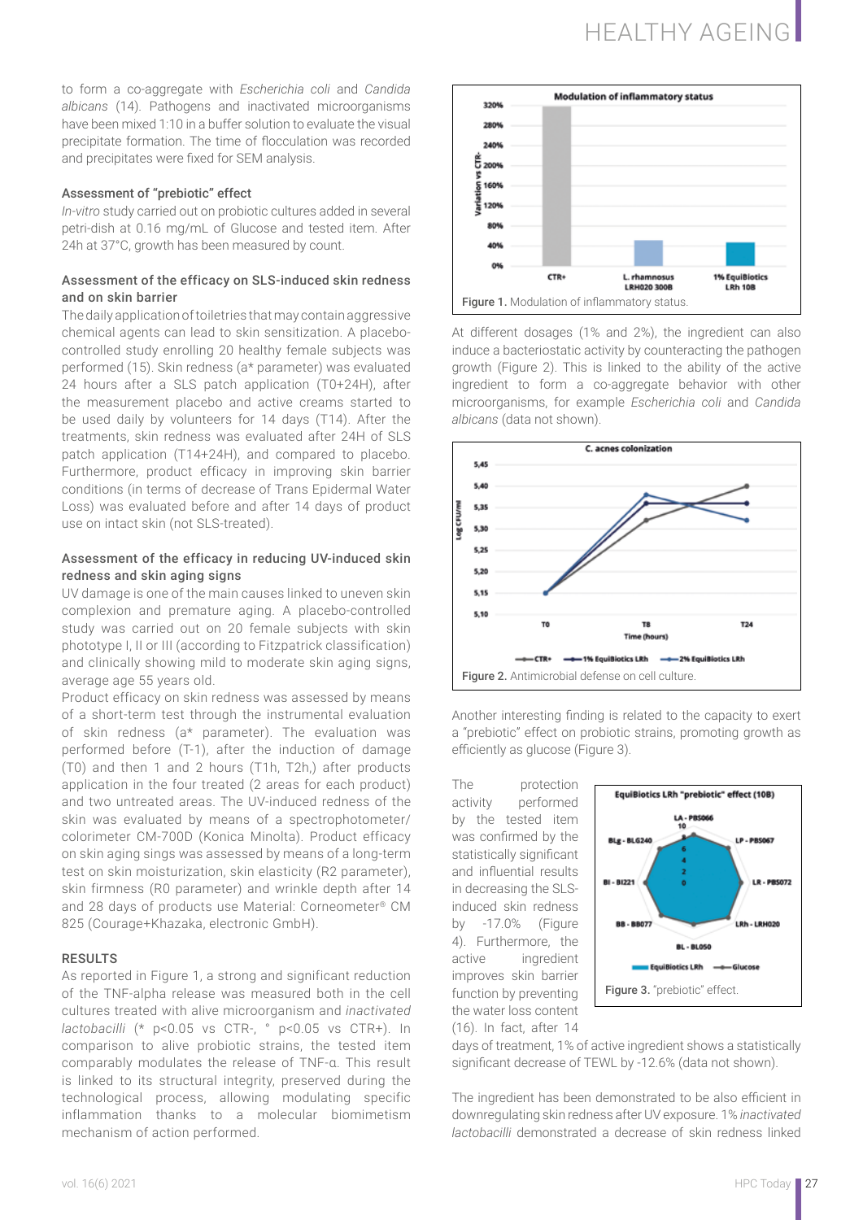to form a co-aggregate with *Escherichia coli* and *Candida albicans* (14). Pathogens and inactivated microorganisms have been mixed 1:10 in a buffer solution to evaluate the visual precipitate formation. The time of flocculation was recorded and precipitates were fixed for SEM analysis.

### Assessment of "prebiotic" effect

*In-vitro* study carried out on probiotic cultures added in several petri-dish at 0.16 mg/mL of Glucose and tested item. After 24h at 37°C, growth has been measured by count.

### Assessment of the efficacy on SLS-induced skin redness and on skin barrier

The daily application of toiletries that may contain aggressive chemical agents can lead to skin sensitization. A placebo-controlled study enrolling 20 healthy female subjects was performed (15). Skin redness (a* parameter) was evaluated 24 hours after a SLS patch application (T0+24H), after the measurement placebo and active creams started to be used daily by volunteers for 14 days (T14). After the treatments, skin redness was evaluated after 24H of SLS patch application (T14+24H), and compared to placebo. Furthermore, product efficacy in improving skin barrier conditions (in terms of decrease of Trans Epidermal Water Loss) was evaluated before and after 14 days of product use on intact skin (not SLS-treated).

### Assessment of the efficacy in reducing UV-induced skin redness and skin aging signs

UV damage is one of the main causes linked to uneven skin complexion and premature aging. A placebo-controlled study was carried out on 20 female subjects with skin phototype I, II or III (according to Fitzpatrick classification) and clinically showing mild to moderate skin aging signs, average age 55 years old.

Product efficacy on skin redness was assessed by means of a short-term test through the instrumental evaluation of skin redness (a* parameter). The evaluation was performed before (T-1), after the induction of damage (T0) and then 1 and 2 hours (T1h, T2h,) after products application in the four treated (2 areas for each product) and two untreated areas. The UV-induced redness of the skin was evaluated by means of a spectrophotometer/colorimeter CM-700D (Konica Minolta). Product efficacy on skin aging sings was assessed by means of a long-term test on skin moisturization, skin elasticity (R2 parameter), skin firmness (R0 parameter) and wrinkle depth after 14 and 28 days of products use Material: Corneometer® CM 825 (Courage+Khazaka, electronic GmbH).

## RESULTS

As reported in Figure 1, a strong and significant reduction of the TNF-alpha release was measured both in the cell cultures treated with alive microorganism and *inactivated lactobacilli* (* $p<0.05$ vs CTR-, ° $p<0.05$ vs CTR+). In comparison to alive probiotic strains, the tested item comparably modulates the release of TNF-α. This result is linked to its structural integrity, preserved during the technological process, allowing modulating specific inflammation thanks to a molecular biomimetism mechanism of action performed.

Figure 1. Modulation of inflammatory status.

At different dosages (1% and 2%), the ingredient can also induce a bacteriostatic activity by counteracting the pathogen growth (Figure 2). This is linked to the ability of the active ingredient to form a co-aggregate behavior with other microorganisms, for example *Escherichia coli* and *Candida albicans* (data not shown).

Figure 2. Antimicrobial defense on cell culture.

Another interesting finding is related to the capacity to exert a "prebiotic" effect on probiotic strains, promoting growth as efficiently as glucose (Figure 3).

Figure 3. "prebiotic" effect.

The protection activity performed by the tested item was confirmed by the statistically significant and influential results in decreasing the SLS-induced skin redness by -17.0% (Figure 4). Furthermore, the active ingredient improves skin barrier function by preventing the water loss content (16). In fact, after 14 days of treatment, 1% of active ingredient shows a statistically significant decrease of TEWL by -12.6% (data not shown).

The ingredient has been demonstrated to be also efficient in downregulating skin redness after UV exposure. 1% *inactivated lactobacilli* demonstrated a decrease of skin redness linked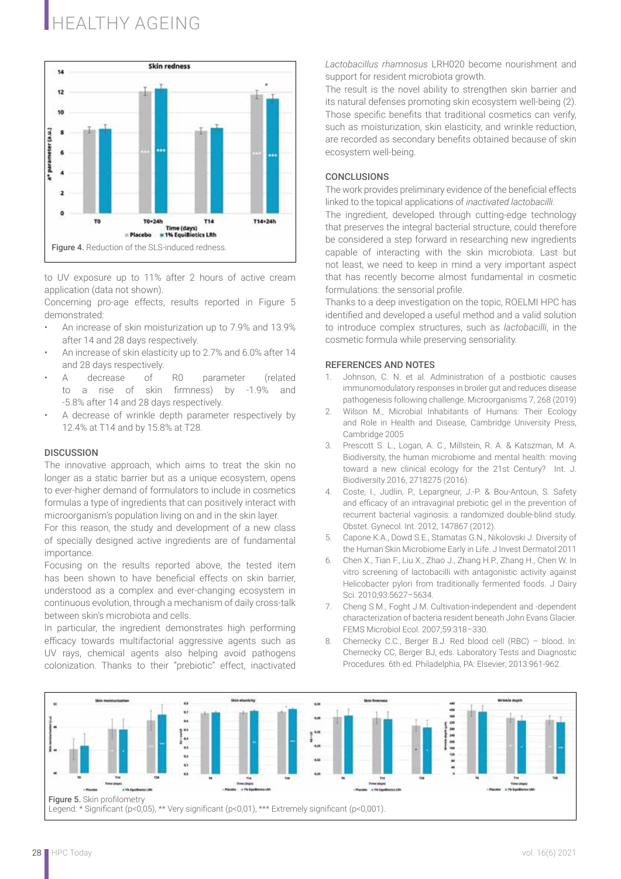Figure 4. Reduction of the SLS-induced redness.

to UV exposure up to 11% after 2 hours of active cream application (data not shown).

Concerning pro-age effects, results reported in Figure 5 demonstrated:

- An increase of skin moisturization up to 7.9% and 13.9% after 14 and 28 days respectively.
- An increase of skin elasticity up to 2.7% and 6.0% after 14 and 28 days respectively.
- A decrease of R0 parameter (related to a rise of skin firmness) by -1.9% and -5.8% after 14 and 28 days respectively.
- A decrease of wrinkle depth parameter respectively by 12.4% at T14 and by 15.8% at T28.

## DISCUSSION

The innovative approach, which aims to treat the skin no longer as a static barrier but as a unique ecosystem, opens to ever-higher demand of formulators to include in cosmetics formulas a type of ingredients that can positively interact with microorganism's population living on and in the skin layer.

For this reason, the study and development of a new class of specially designed active ingredients are of fundamental importance.

Focusing on the results reported above, the tested item has been shown to have beneficial effects on skin barrier, understood as a complex and ever-changing ecosystem in continuous evolution, through a mechanism of daily cross-talk between skin's microbiota and cells.

In particular, the ingredient demonstrates high performing efficacy towards multifactorial aggressive agents such as UV rays, chemical agents also helping avoid pathogens colonization. Thanks to their "prebiotic" effect, inactivated *Lactobacillus rhamnosus* LRH020 become nourishment and support for resident microbiota growth.

The result is the novel ability to strengthen skin barrier and its natural defenses promoting skin ecosystem well-being (2). Those specific benefits that traditional cosmetics can verify, such as moisturization, skin elasticity, and wrinkle reduction, are recorded as secondary benefits obtained because of skin ecosystem well-being.

## CONCLUSIONS

The work provides preliminary evidence of the beneficial effects linked to the topical applications of *inactivated lactobacilli*.

The ingredient, developed through cutting-edge technology that preserves the integral bacterial structure, could therefore be considered a step forward in researching new ingredients capable of interacting with the skin microbiota. Last but not least, we need to keep in mind a very important aspect that has recently become almost fundamental in cosmetic formulations: the sensorial profile.

Thanks to a deep investigation on the topic, ROELMI HPC has identified and developed a useful method and a valid solution to introduce complex structures, such as *lactobacilli*, in the cosmetic formula while preserving sensoriality.

## REFERENCES AND NOTES

1. Johnson, C. N. et al. Administration of a postbiotic causes immunomodulatory responses in broiler gut and reduces disease pathogenesis following challenge. Microorganisms 7, 268 (2019)
2. Wilson M., Microbial Inhabitants of Humans: Their Ecology and Role in Health and Disease, Cambridge University Press, Cambridge 2005
3. Prescott S. L., Logan, A. C., Millstein, R. A. & Katszman, M. A. Biodiversity, the human microbiome and mental health: moving toward a new clinical ecology for the 21st Century? Int. J. Biodiversity 2016, 2718275 (2016).
4. Coste, I., Judlin, P., Lepargneur, J.-P. & Bou-Antoun, S. Safety and efficacy of an intravaginal prebiotic gel in the prevention of recurrent bacterial vaginosis: a randomized double-blind study. Obstet. Gynecol. Int. 2012, 147867 (2012).
5. Capone K.A., Dowd S.E., Stamatas G.N., Nikolovski J. Diversity of the Human Skin Microbiome Early in Life. J Invest Dermatol 2011
6. Chen X., Tian F., Liu X., Zhao J., Zhang H.P., Zhang H., Chen W. In vitro screening of lactobacilli with antagonistic activity against Helicobacter pylori from traditionally fermented foods. J Dairy Sci. 2010;93:5627–5634.
7. Cheng S.M., Foght J.M. Cultivation-independent and -dependent characterization of bacteria resident beneath John Evans Glacier. FEMS Microbiol Ecol. 2007;59:318–330.
8. Chernecky C.C., Berger B.J. Red blood cell (RBC) – blood. In: Chernecky CC, Berger BJ, eds. Laboratory Tests and Diagnostic Procedures. 6th ed. Philadelphia, PA: Elsevier; 2013:961-962.

Figure 5. Skin profilometry
Legend: * Significant (p<0,05), ** Very significant (p<0,01), *** Extremely significant (p<0,001).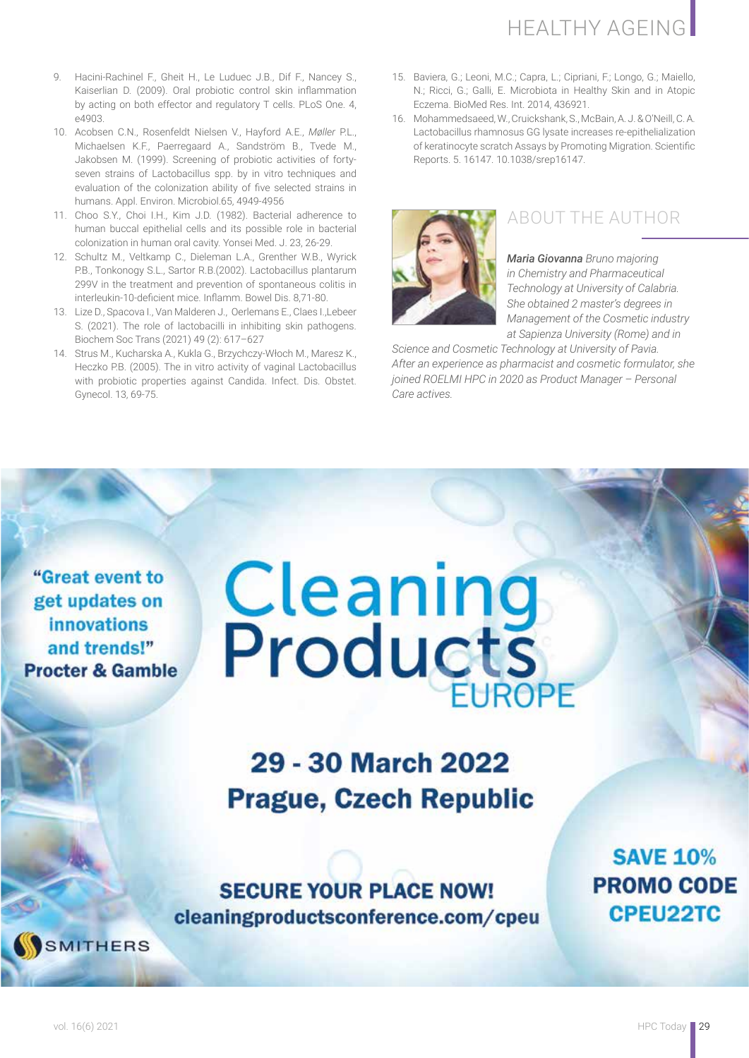9. Hacini-Rachinel F., Gheit H., Le Luduec J.B., Dif F., Nancey S., Kaiserlian D. (2009). Oral probiotic control skin inflammation by acting on both effector and regulatory T cells. PLoS One. 4, e4903.
10. Acobsen C.N., Rosenfeldt Nielsen V., Hayford A.E., *Møller* P.L., Michaelsen K.F., Paerregaard A., Sandström B., Tvede M., Jakobsen M. (1999). Screening of probiotic activities of forty-seven strains of Lactobacillus spp. by in vitro techniques and evaluation of the colonization ability of five selected strains in humans. Appl. Environ. Microbiol.65, 4949-4956
11. Choo S.Y., Choi I.H., Kim J.D. (1982). Bacterial adherence to human buccal epithelial cells and its possible role in bacterial colonization in human oral cavity. Yonsei Med. J. 23, 26-29.
12. Schultz M., Veltkamp C., Dieleman L.A., Grenther W.B., Wyrick P.B., Tonkonogy S.L., Sartor R.B.(2002). Lactobacillus plantarum 299V in the treatment and prevention of spontaneous colitis in interleukin-10-deficient mice. Inflamm. Bowel Dis. 8,71-80.
13. Lize D., Spacova I., Van Malderen J., Oerlemans E., Claes I.,Lebeer S. (2021). The role of lactobacilli in inhibiting skin pathogens. Biochem Soc Trans (2021) 49 (2): 617–627
14. Strus M., Kucharska A., Kukla G., Brzychczy-Włoch M., Maresz K., Heczko P.B. (2005). The in vitro activity of vaginal Lactobacillus with probiotic properties against Candida. Infect. Dis. Obstet. Gynecol. 13, 69-75.
15. Baviera, G.; Leoni, M.C.; Capra, L.; Cipriani, F.; Longo, G.; Maiello, N.; Ricci, G.; Galli, E. Microbiota in Healthy Skin and in Atopic Eczema. BioMed Res. Int. 2014, 436921.
16. Mohammedsaeed, W., Cruickshank, S., McBain, A. J. & O'Neill, C. A. Lactobacillus rhamnosus GG lysate increases re-epithelialization of keratinocyte scratch Assays by Promoting Migration. Scientific Reports. 5. 16147. 10.1038/srep16147.

## ABOUT THE AUTHOR

***Maria Giovanna** Bruno majoring in Chemistry and Pharmaceutical Technology at University of Calabria. She obtained 2 master's degrees in Management of the Cosmetic industry at Sapienza University (Rome) and in Science and Cosmetic Technology at University of Pavia. After an experience as pharmacist and cosmetic formulator, she joined ROELMI HPC in 2020 as Product Manager – Personal Care actives.*

"Great event to get updates on innovations and trends!"
Procter & Gamble

Cleaning Products EUROPE

29 - 30 March 2022
Prague, Czech Republic

SECURE YOUR PLACE NOW!
cleaningproductsconference.com/cpeu

SAVE 10%
PROMO CODE
CPEU22TC

SMITHERS